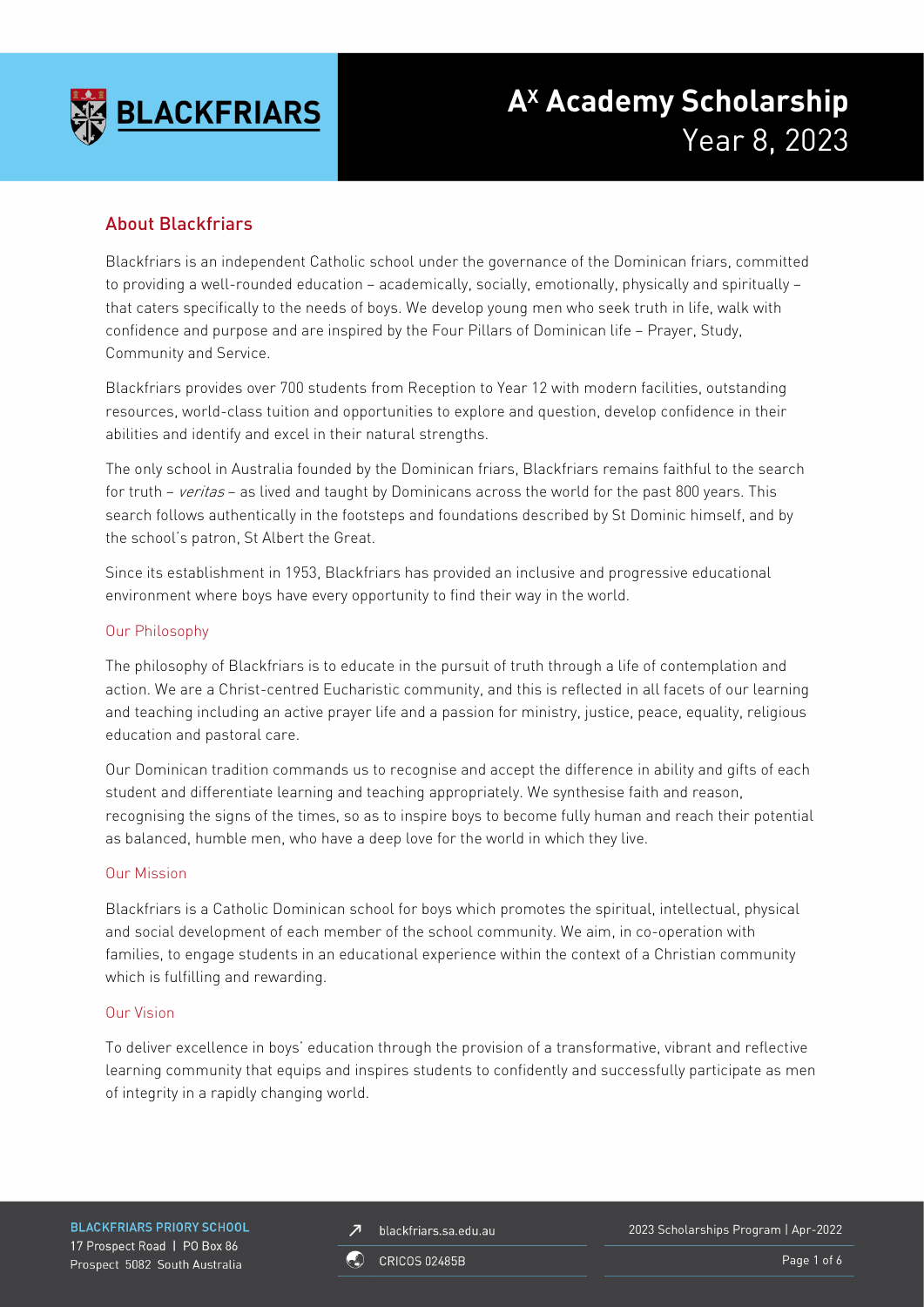BLACKFRIARS

# A$^X$ Academy Scholarship
Year 8, 2023

## About Blackfriars

Blackfriars is an independent Catholic school under the governance of the Dominican friars, committed to providing a well-rounded education – academically, socially, emotionally, physically and spiritually – that caters specifically to the needs of boys. We develop young men who seek truth in life, walk with confidence and purpose and are inspired by the Four Pillars of Dominican life – Prayer, Study, Community and Service.

Blackfriars provides over 700 students from Reception to Year 12 with modern facilities, outstanding resources, world-class tuition and opportunities to explore and question, develop confidence in their abilities and identify and excel in their natural strengths.

The only school in Australia founded by the Dominican friars, Blackfriars remains faithful to the search for truth – *veritas* – as lived and taught by Dominicans across the world for the past 800 years. This search follows authentically in the footsteps and foundations described by St Dominic himself, and by the school's patron, St Albert the Great.

Since its establishment in 1953, Blackfriars has provided an inclusive and progressive educational environment where boys have every opportunity to find their way in the world.

### Our Philosophy

The philosophy of Blackfriars is to educate in the pursuit of truth through a life of contemplation and action. We are a Christ-centred Eucharistic community, and this is reflected in all facets of our learning and teaching including an active prayer life and a passion for ministry, justice, peace, equality, religious education and pastoral care.

Our Dominican tradition commands us to recognise and accept the difference in ability and gifts of each student and differentiate learning and teaching appropriately. We synthesise faith and reason, recognising the signs of the times, so as to inspire boys to become fully human and reach their potential as balanced, humble men, who have a deep love for the world in which they live.

### Our Mission

Blackfriars is a Catholic Dominican school for boys which promotes the spiritual, intellectual, physical and social development of each member of the school community. We aim, in co-operation with families, to engage students in an educational experience within the context of a Christian community which is fulfilling and rewarding.

### Our Vision

To deliver excellence in boys' education through the provision of a transformative, vibrant and reflective learning community that equips and inspires students to confidently and successfully participate as men of integrity in a rapidly changing world.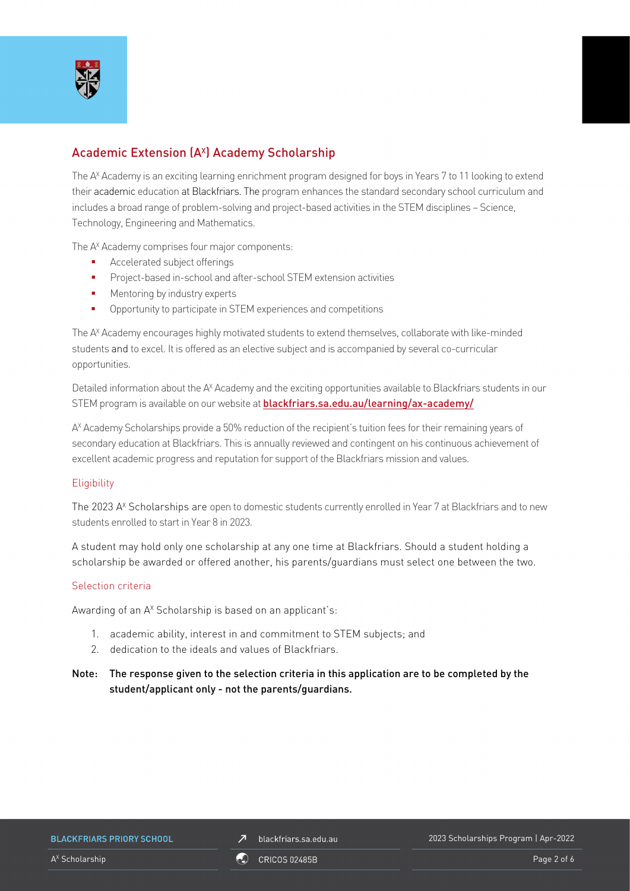## Academic Extension ($A^x$) Academy Scholarship

The $A^x$ Academy is an exciting learning enrichment program designed for boys in Years 7 to 11 looking to extend their academic education at Blackfriars. The program enhances the standard secondary school curriculum and includes a broad range of problem-solving and project-based activities in the STEM disciplines – Science, Technology, Engineering and Mathematics.

The $A^x$ Academy comprises four major components:

- Accelerated subject offerings
- Project-based in-school and after-school STEM extension activities
- Mentoring by industry experts
- Opportunity to participate in STEM experiences and competitions

The $A^x$ Academy encourages highly motivated students to extend themselves, collaborate with like-minded students and to excel. It is offered as an elective subject and is accompanied by several co-curricular opportunities.

Detailed information about the $A^x$ Academy and the exciting opportunities available to Blackfriars students in our STEM program is available on our website at **blackfriars.sa.edu.au/learning/ax-academy/**

$A^x$ Academy Scholarships provide a 50% reduction of the recipient's tuition fees for their remaining years of secondary education at Blackfriars. This is annually reviewed and contingent on his continuous achievement of excellent academic progress and reputation for support of the Blackfriars mission and values.

### Eligibility

The 2023 $A^x$ Scholarships are open to domestic students currently enrolled in Year 7 at Blackfriars and to new students enrolled to start in Year 8 in 2023.

A student may hold only one scholarship at any one time at Blackfriars. Should a student holding a scholarship be awarded or offered another, his parents/guardians must select one between the two.

### Selection criteria

Awarding of an $A^x$ Scholarship is based on an applicant's:

1. academic ability, interest in and commitment to STEM subjects; and
2. dedication to the ideals and values of Blackfriars.

**Note: The response given to the selection criteria in this application are to be completed by the student/applicant only - not the parents/guardians.**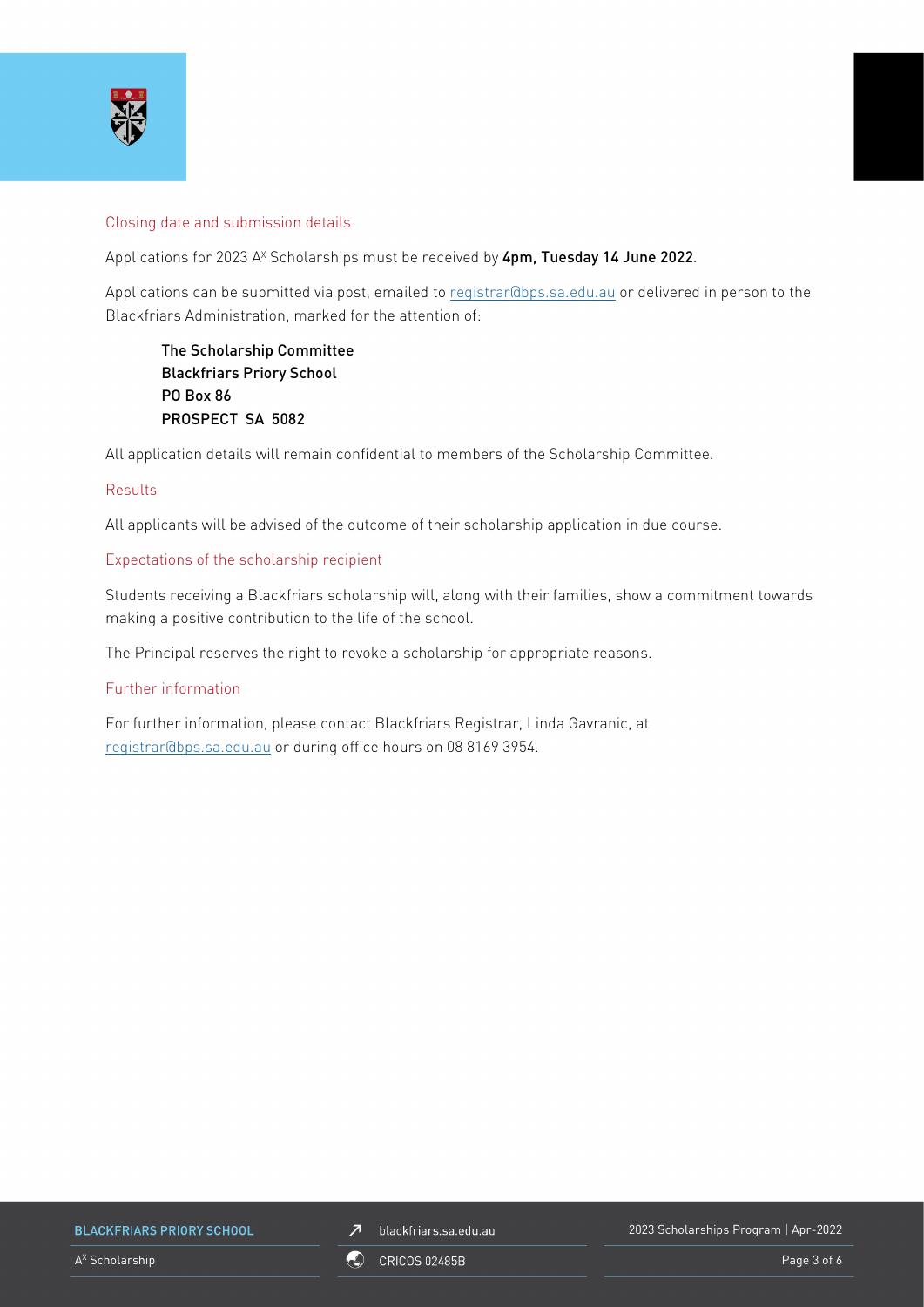## Closing date and submission details

Applications for 2023 A[x] Scholarships must be received by **4pm, Tuesday 14 June 2022**.

Applications can be submitted via post, emailed to registrar@bps.sa.edu.au or delivered in person to the Blackfriars Administration, marked for the attention of:

> **The Scholarship Committee**
> **Blackfriars Priory School**
> **PO Box 86**
> **PROSPECT SA 5082**

All application details will remain confidential to members of the Scholarship Committee.

## Results

All applicants will be advised of the outcome of their scholarship application in due course.

## Expectations of the scholarship recipient

Students receiving a Blackfriars scholarship will, along with their families, show a commitment towards making a positive contribution to the life of the school.

The Principal reserves the right to revoke a scholarship for appropriate reasons.

## Further information

For further information, please contact Blackfriars Registrar, Linda Gavranic, at registrar@bps.sa.edu.au or during office hours on 08 8169 3954.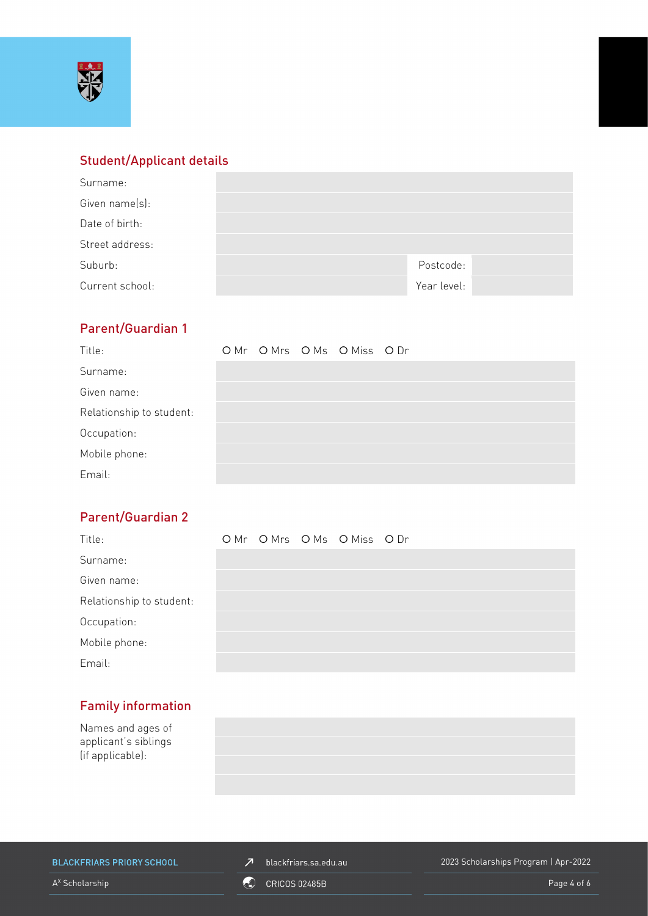## Student/Applicant details

| | | | |
|---|---|---|---|
| Surname: | | | |
| Given name(s): | | | |
| Date of birth: | | | |
| Street address: | | | |
| Suburb: | | Postcode: | |
| Current school: | | Year level: | |

## Parent/Guardian 1

| | |
|---|---|
| Title: | O Mr O Mrs O Ms O Miss O Dr |
| Surname: | |
| Given name: | |
| Relationship to student: | |
| Occupation: | |
| Mobile phone: | |
| Email: | |

## Parent/Guardian 2

| | |
|---|---|
| Title: | O Mr O Mrs O Ms O Miss O Dr |
| Surname: | |
| Given name: | |
| Relationship to student: | |
| Occupation: | |
| Mobile phone: | |
| Email: | |

## Family information

| | |
|---|---|
| Names and ages of applicant's siblings (if applicable): | |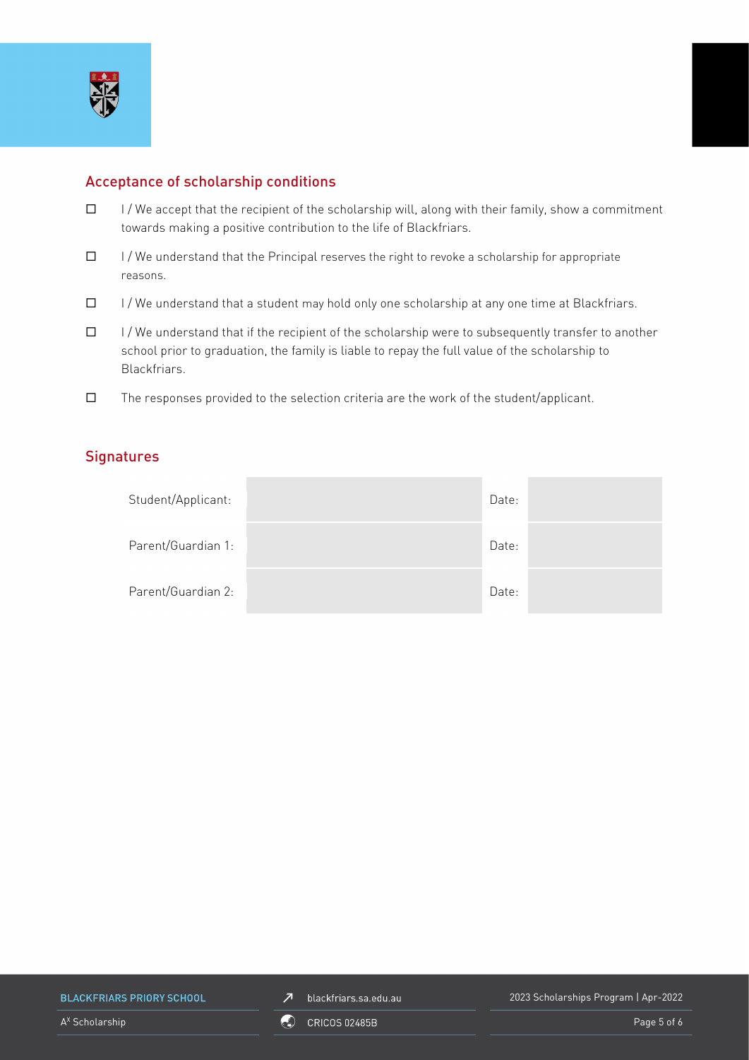## Acceptance of scholarship conditions

- ☐ I / We accept that the recipient of the scholarship will, along with their family, show a commitment towards making a positive contribution to the life of Blackfriars.
- ☐ I / We understand that the Principal reserves the right to revoke a scholarship for appropriate reasons.
- ☐ I / We understand that a student may hold only one scholarship at any one time at Blackfriars.
- ☐ I / We understand that if the recipient of the scholarship were to subsequently transfer to another school prior to graduation, the family is liable to repay the full value of the scholarship to Blackfriars.
- ☐ The responses provided to the selection criteria are the work of the student/applicant.

## Signatures

| | | | |
|---|---|---|---|
| Student/Applicant: | | Date: | |
| Parent/Guardian 1: | | Date: | |
| Parent/Guardian 2: | | Date: | |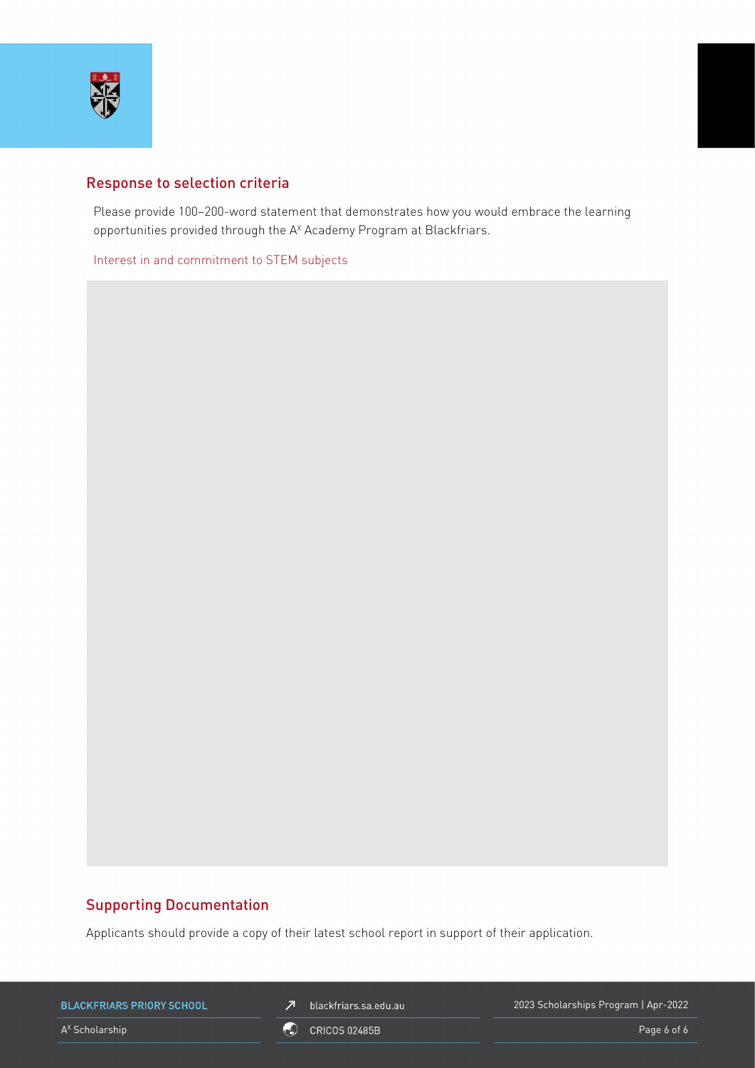## Response to selection criteria

Please provide 100–200-word statement that demonstrates how you would embrace the learning opportunities provided through the A$^X$ Academy Program at Blackfriars.

Interest in and commitment to STEM subjects

## Supporting Documentation

Applicants should provide a copy of their latest school report in support of their application.